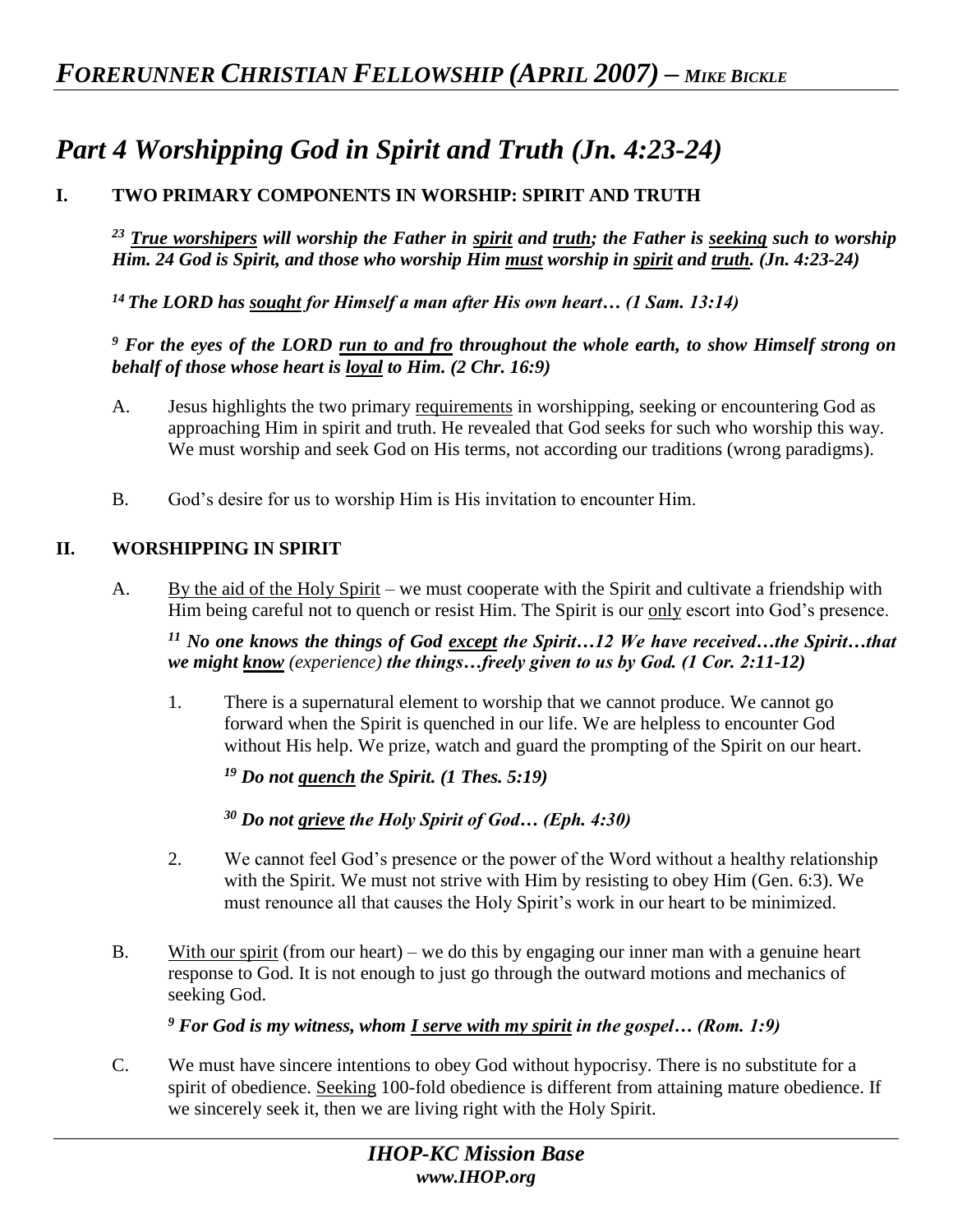# *Part 4 Worshipping God in Spirit and Truth (Jn. 4:23-24)*

## I. TWO PRIMARY COMPONENTS IN WORSHIP: SPIRIT AND TRUTH

***[23] True worshipers will worship the Father in spirit and truth; the Father is seeking such to worship Him. 24 God is Spirit, and those who worship Him must worship in spirit and truth. (Jn. 4:23-24)***

***[14] The LORD has sought for Himself a man after His own heart… (1 Sam. 13:14)***

***[9] For the eyes of the LORD run to and fro throughout the whole earth, to show Himself strong on behalf of those whose heart is loyal to Him. (2 Chr. 16:9)***

A. Jesus highlights the two primary requirements in worshipping, seeking or encountering God as approaching Him in spirit and truth. He revealed that God seeks for such who worship this way. We must worship and seek God on His terms, not according our traditions (wrong paradigms).

B. God's desire for us to worship Him is His invitation to encounter Him.

## II. WORSHIPPING IN SPIRIT

A. By the aid of the Holy Spirit – we must cooperate with the Spirit and cultivate a friendship with Him being careful not to quench or resist Him. The Spirit is our only escort into God's presence.

***[11] No one knows the things of God except the Spirit…12 We have received…the Spirit…that we might know** (experience) **the things…freely given to us by God. (1 Cor. 2:11-12)***

1. There is a supernatural element to worship that we cannot produce. We cannot go forward when the Spirit is quenched in our life. We are helpless to encounter God without His help. We prize, watch and guard the prompting of the Spirit on our heart.

   ***[19] Do not quench the Spirit. (1 Thes. 5:19)***

   ***[30] Do not grieve the Holy Spirit of God… (Eph. 4:30)***

2. We cannot feel God's presence or the power of the Word without a healthy relationship with the Spirit. We must not strive with Him by resisting to obey Him (Gen. 6:3). We must renounce all that causes the Holy Spirit's work in our heart to be minimized.

B. With our spirit (from our heart) – we do this by engaging our inner man with a genuine heart response to God. It is not enough to just go through the outward motions and mechanics of seeking God.

***[9] For God is my witness, whom I serve with my spirit in the gospel… (Rom. 1:9)***

C. We must have sincere intentions to obey God without hypocrisy. There is no substitute for a spirit of obedience. Seeking 100-fold obedience is different from attaining mature obedience. If we sincerely seek it, then we are living right with the Holy Spirit.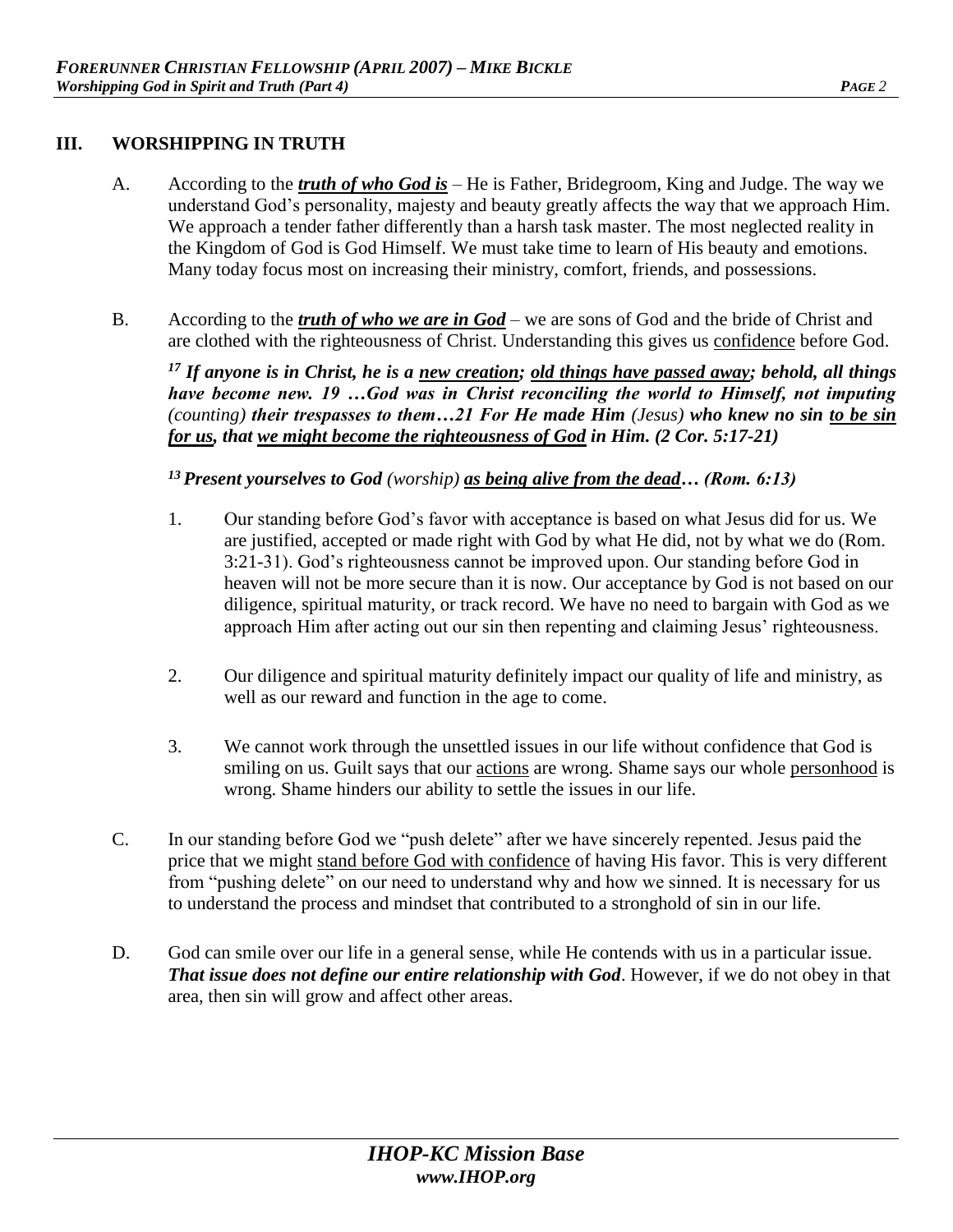## III. WORSHIPPING IN TRUTH

A. According to the ***truth of who God is*** – He is Father, Bridegroom, King and Judge. The way we understand God's personality, majesty and beauty greatly affects the way that we approach Him. We approach a tender father differently than a harsh task master. The most neglected reality in the Kingdom of God is God Himself. We must take time to learn of His beauty and emotions. Many today focus most on increasing their ministry, comfort, friends, and possessions.

B. According to the ***truth of who we are in God*** – we are sons of God and the bride of Christ and are clothed with the righteousness of Christ. Understanding this gives us confidence before God.

> ***[17] If anyone is in Christ, he is a new creation; old things have passed away; behold, all things have become new. 19 …God was in Christ reconciling the world to Himself, not imputing*** *(counting)* ***their trespasses to them…21 For He made Him*** *(Jesus)* ***who knew no sin to be sin for us, that we might become the righteousness of God in Him. (2 Cor. 5:17-21)***

> ***[13] Present yourselves to God*** *(worship)* ***as being alive from the dead… (Rom. 6:13)***

1. Our standing before God's favor with acceptance is based on what Jesus did for us. We are justified, accepted or made right with God by what He did, not by what we do (Rom. 3:21-31). God's righteousness cannot be improved upon. Our standing before God in heaven will not be more secure than it is now. Our acceptance by God is not based on our diligence, spiritual maturity, or track record. We have no need to bargain with God as we approach Him after acting out our sin then repenting and claiming Jesus' righteousness.

2. Our diligence and spiritual maturity definitely impact our quality of life and ministry, as well as our reward and function in the age to come.

3. We cannot work through the unsettled issues in our life without confidence that God is smiling on us. Guilt says that our actions are wrong. Shame says our whole personhood is wrong. Shame hinders our ability to settle the issues in our life.

C. In our standing before God we "push delete" after we have sincerely repented. Jesus paid the price that we might stand before God with confidence of having His favor. This is very different from "pushing delete" on our need to understand why and how we sinned. It is necessary for us to understand the process and mindset that contributed to a stronghold of sin in our life.

D. God can smile over our life in a general sense, while He contends with us in a particular issue. ***That issue does not define our entire relationship with God***. However, if we do not obey in that area, then sin will grow and affect other areas.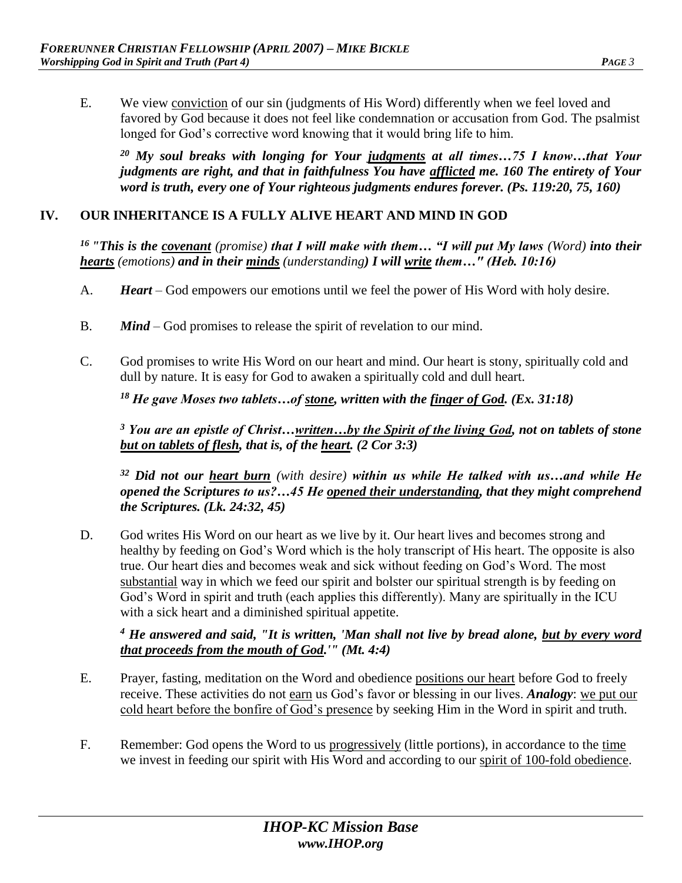E. We view conviction of our sin (judgments of His Word) differently when we feel loved and favored by God because it does not feel like condemnation or accusation from God. The psalmist longed for God's corrective word knowing that it would bring life to him.

> [20] ***My soul breaks with longing for Your judgments at all times…75 I know…that Your judgments are right, and that in faithfulness You have afflicted me. 160 The entirety of Your word is truth, every one of Your righteous judgments endures forever. (Ps. 119:20, 75, 160)***

## IV. OUR INHERITANCE IS A FULLY ALIVE HEART AND MIND IN GOD

> [16] ***"This is the covenant*** *(promise)* ***that I will make with them… "I will put My laws*** *(Word)* ***into their hearts*** *(emotions)* ***and in their minds*** *(understanding)* ***I will write them…" (Heb. 10:16)***

A. ***Heart*** – God empowers our emotions until we feel the power of His Word with holy desire.

B. ***Mind*** – God promises to release the spirit of revelation to our mind.

C. God promises to write His Word on our heart and mind. Our heart is stony, spiritually cold and dull by nature. It is easy for God to awaken a spiritually cold and dull heart.

> [18] ***He gave Moses two tablets…of stone, written with the finger of God. (Ex. 31:18)***

> [3] ***You are an epistle of Christ…written…by the Spirit of the living God, not on tablets of stone but on tablets of flesh, that is, of the heart. (2 Cor 3:3)***

> [32] ***Did not our heart burn*** *(with desire)* ***within us while He talked with us…and while He opened the Scriptures to us?…45 He opened their understanding, that they might comprehend the Scriptures. (Lk. 24:32, 45)***

D. God writes His Word on our heart as we live by it. Our heart lives and becomes strong and healthy by feeding on God's Word which is the holy transcript of His heart. The opposite is also true. Our heart dies and becomes weak and sick without feeding on God's Word. The most substantial way in which we feed our spirit and bolster our spiritual strength is by feeding on God's Word in spirit and truth (each applies this differently). Many are spiritually in the ICU with a sick heart and a diminished spiritual appetite.

> [4] ***He answered and said, "It is written, 'Man shall not live by bread alone, but by every word that proceeds from the mouth of God.'" (Mt. 4:4)***

E. Prayer, fasting, meditation on the Word and obedience positions our heart before God to freely receive. These activities do not earn us God's favor or blessing in our lives. ***Analogy***: we put our cold heart before the bonfire of God's presence by seeking Him in the Word in spirit and truth.

F. Remember: God opens the Word to us progressively (little portions), in accordance to the time we invest in feeding our spirit with His Word and according to our spirit of 100-fold obedience.